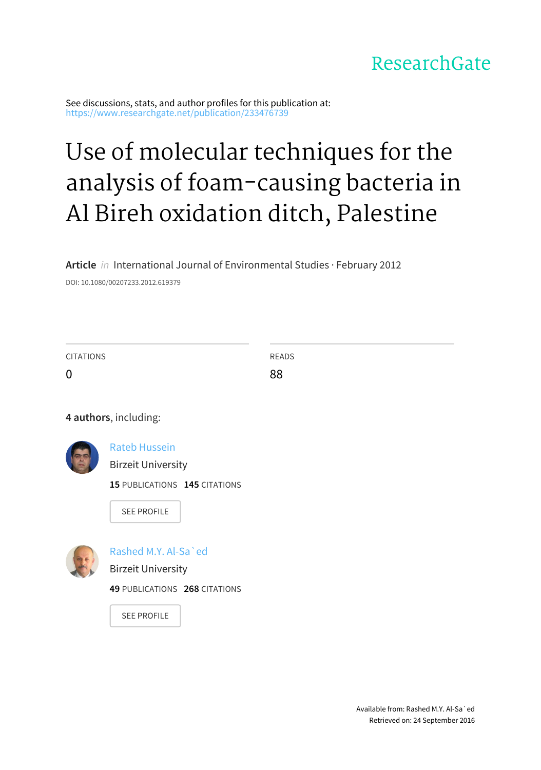ResearchGate

See discussions, stats, and author profiles for this publication at: https://www.researchgate.net/publication/233476739

# Use of molecular techniques for the analysis of foam-causing bacteria in Al Bireh oxidation ditch, Palestine

**Article** *in* International Journal of Environmental Studies · February 2012

DOI: 10.1080/00207233.2012.619379

| CITATIONS | READS |
|---|---|
| 0 | 88 |

**4 authors**, including:

Rateb Hussein
Birzeit University
**15** PUBLICATIONS **145** CITATIONS
SEE PROFILE

Rashed M.Y. Al-Sa`ed
Birzeit University
**49** PUBLICATIONS **268** CITATIONS
SEE PROFILE

Available from: Rashed M.Y. Al-Sa`ed
Retrieved on: 24 September 2016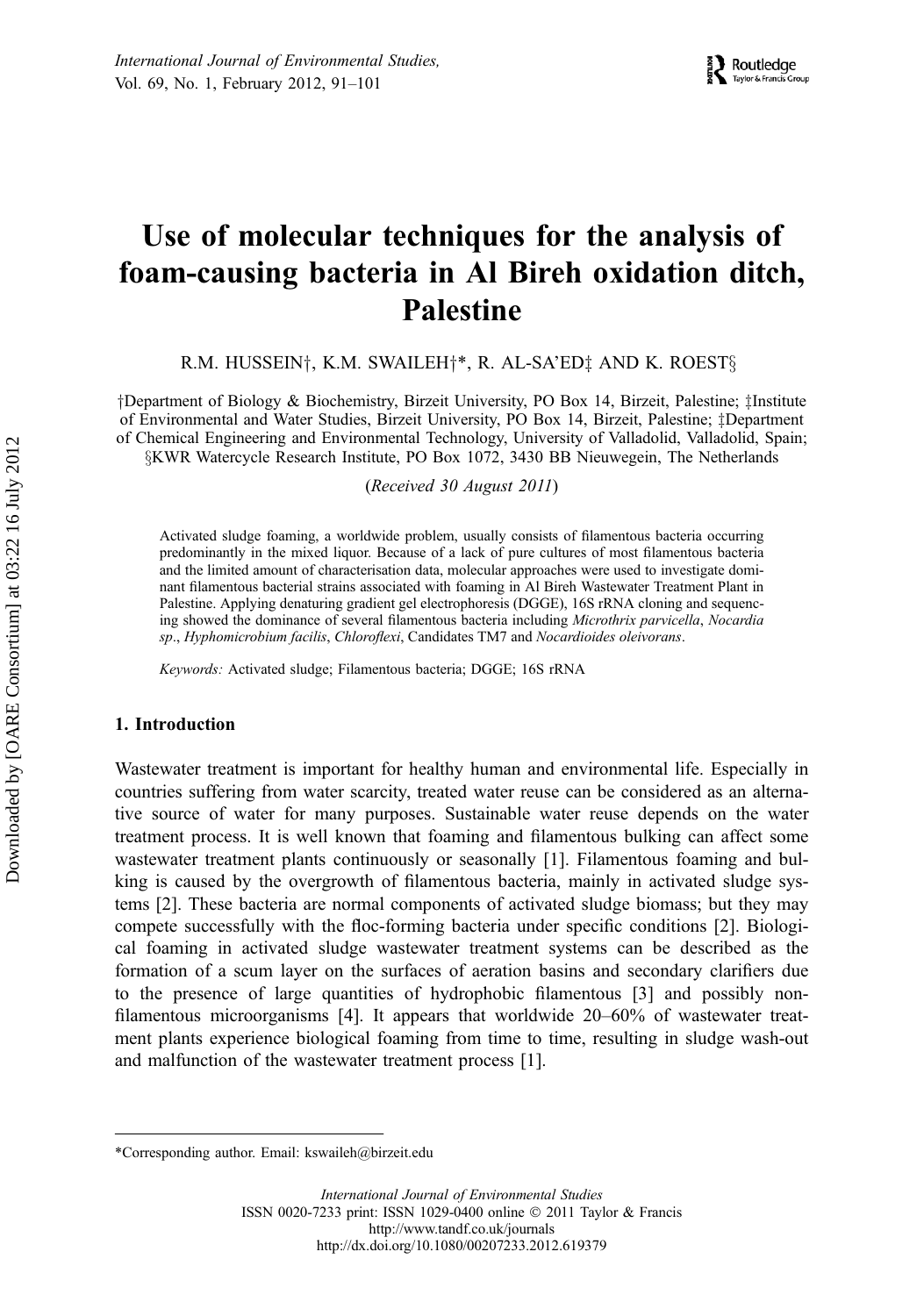# Use of molecular techniques for the analysis of foam-causing bacteria in Al Bireh oxidation ditch, Palestine

R.M. HUSSEIN†, K.M. SWAILEH†*, R. AL-SA'ED‡ AND K. ROEST§

†Department of Biology & Biochemistry, Birzeit University, PO Box 14, Birzeit, Palestine; ‡Institute of Environmental and Water Studies, Birzeit University, PO Box 14, Birzeit, Palestine; ‡Department of Chemical Engineering and Environmental Technology, University of Valladolid, Valladolid, Spain; §KWR Watercycle Research Institute, PO Box 1072, 3430 BB Nieuwegein, The Netherlands

(*Received 30 August 2011*)

Activated sludge foaming, a worldwide problem, usually consists of filamentous bacteria occurring predominantly in the mixed liquor. Because of a lack of pure cultures of most filamentous bacteria and the limited amount of characterisation data, molecular approaches were used to investigate dominant filamentous bacterial strains associated with foaming in Al Bireh Wastewater Treatment Plant in Palestine. Applying denaturing gradient gel electrophoresis (DGGE), 16S rRNA cloning and sequencing showed the dominance of several filamentous bacteria including *Microthrix parvicella*, *Nocardia sp*., *Hyphomicrobium facilis*, *Chloroflexi*, Candidates TM7 and *Nocardioides oleivorans*.

*Keywords:* Activated sludge; Filamentous bacteria; DGGE; 16S rRNA

## 1. Introduction

Wastewater treatment is important for healthy human and environmental life. Especially in countries suffering from water scarcity, treated water reuse can be considered as an alternative source of water for many purposes. Sustainable water reuse depends on the water treatment process. It is well known that foaming and filamentous bulking can affect some wastewater treatment plants continuously or seasonally [1]. Filamentous foaming and bulking is caused by the overgrowth of filamentous bacteria, mainly in activated sludge systems [2]. These bacteria are normal components of activated sludge biomass; but they may compete successfully with the floc-forming bacteria under specific conditions [2]. Biological foaming in activated sludge wastewater treatment systems can be described as the formation of a scum layer on the surfaces of aeration basins and secondary clarifiers due to the presence of large quantities of hydrophobic filamentous [3] and possibly non-filamentous microorganisms [4]. It appears that worldwide 20–60% of wastewater treatment plants experience biological foaming from time to time, resulting in sludge wash-out and malfunction of the wastewater treatment process [1].

*Corresponding author. Email: kswaileh@birzeit.edu

International Journal of Environmental Studies
ISSN 0020-7233 print: ISSN 1029-0400 online © 2011 Taylor & Francis
http://www.tandf.co.uk/journals
http://dx.doi.org/10.1080/00207233.2012.619379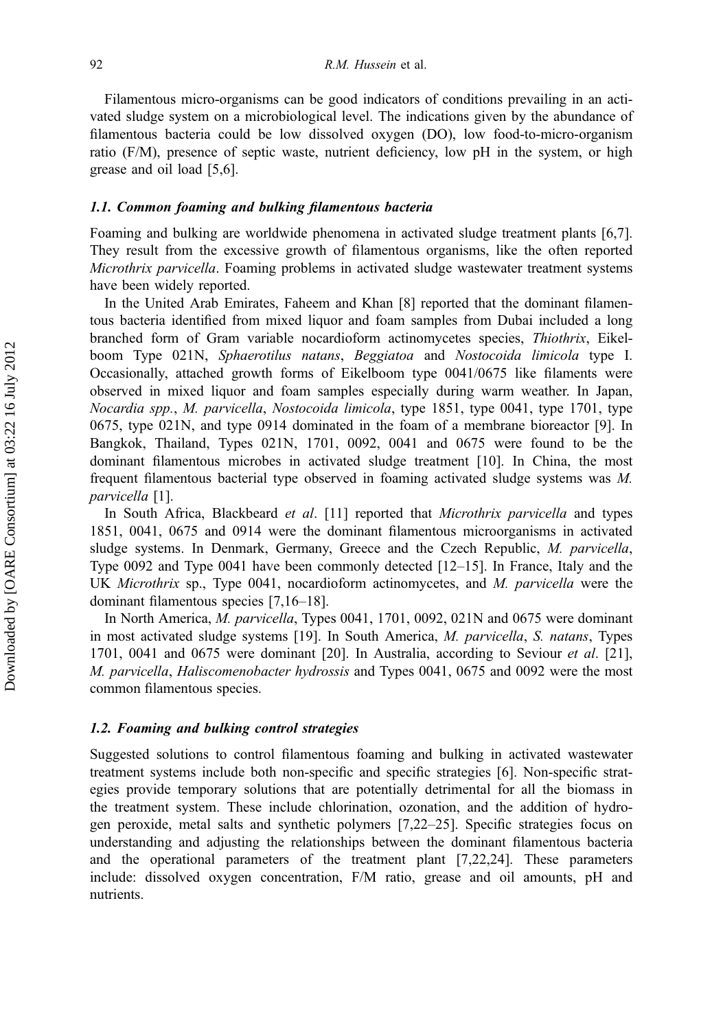Filamentous micro-organisms can be good indicators of conditions prevailing in an activated sludge system on a microbiological level. The indications given by the abundance of filamentous bacteria could be low dissolved oxygen (DO), low food-to-micro-organism ratio (F/M), presence of septic waste, nutrient deficiency, low pH in the system, or high grease and oil load [5,6].

### *1.1. Common foaming and bulking filamentous bacteria*

Foaming and bulking are worldwide phenomena in activated sludge treatment plants [6,7]. They result from the excessive growth of filamentous organisms, like the often reported *Microthrix parvicella*. Foaming problems in activated sludge wastewater treatment systems have been widely reported.

In the United Arab Emirates, Faheem and Khan [8] reported that the dominant filamentous bacteria identified from mixed liquor and foam samples from Dubai included a long branched form of Gram variable nocardioform actinomycetes species, *Thiothrix*, Eikelboom Type 021N, *Sphaerotilus natans*, *Beggiatoa* and *Nostocoida limicola* type I. Occasionally, attached growth forms of Eikelboom type 0041/0675 like filaments were observed in mixed liquor and foam samples especially during warm weather. In Japan, *Nocardia spp.*, *M. parvicella*, *Nostocoida limicola*, type 1851, type 0041, type 1701, type 0675, type 021N, and type 0914 dominated in the foam of a membrane bioreactor [9]. In Bangkok, Thailand, Types 021N, 1701, 0092, 0041 and 0675 were found to be the dominant filamentous microbes in activated sludge treatment [10]. In China, the most frequent filamentous bacterial type observed in foaming activated sludge systems was *M. parvicella* [1].

In South Africa, Blackbeard *et al*. [11] reported that *Microthrix parvicella* and types 1851, 0041, 0675 and 0914 were the dominant filamentous microorganisms in activated sludge systems. In Denmark, Germany, Greece and the Czech Republic, *M. parvicella*, Type 0092 and Type 0041 have been commonly detected [12–15]. In France, Italy and the UK *Microthrix* sp., Type 0041, nocardioform actinomycetes, and *M. parvicella* were the dominant filamentous species [7,16–18].

In North America, *M. parvicella*, Types 0041, 1701, 0092, 021N and 0675 were dominant in most activated sludge systems [19]. In South America, *M. parvicella*, *S. natans*, Types 1701, 0041 and 0675 were dominant [20]. In Australia, according to Seviour *et al*. [21], *M. parvicella*, *Haliscomenobacter hydrossis* and Types 0041, 0675 and 0092 were the most common filamentous species.

### *1.2. Foaming and bulking control strategies*

Suggested solutions to control filamentous foaming and bulking in activated wastewater treatment systems include both non-specific and specific strategies [6]. Non-specific strategies provide temporary solutions that are potentially detrimental for all the biomass in the treatment system. These include chlorination, ozonation, and the addition of hydrogen peroxide, metal salts and synthetic polymers [7,22–25]. Specific strategies focus on understanding and adjusting the relationships between the dominant filamentous bacteria and the operational parameters of the treatment plant [7,22,24]. These parameters include: dissolved oxygen concentration, F/M ratio, grease and oil amounts, pH and nutrients.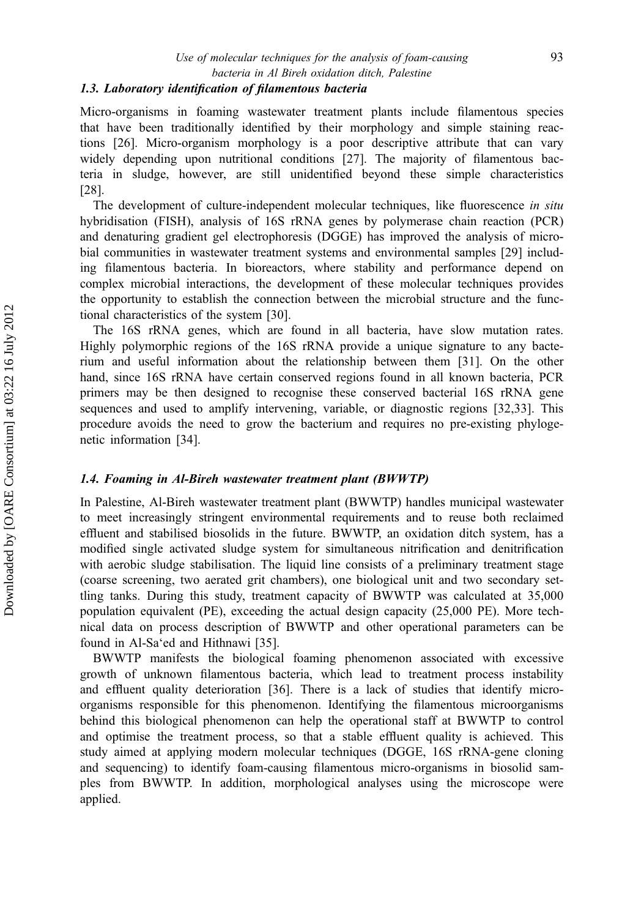### *1.3. Laboratory identification of filamentous bacteria*

Micro-organisms in foaming wastewater treatment plants include filamentous species that have been traditionally identified by their morphology and simple staining reactions [26]. Micro-organism morphology is a poor descriptive attribute that can vary widely depending upon nutritional conditions [27]. The majority of filamentous bacteria in sludge, however, are still unidentified beyond these simple characteristics [28].

The development of culture-independent molecular techniques, like fluorescence *in situ* hybridisation (FISH), analysis of 16S rRNA genes by polymerase chain reaction (PCR) and denaturing gradient gel electrophoresis (DGGE) has improved the analysis of microbial communities in wastewater treatment systems and environmental samples [29] including filamentous bacteria. In bioreactors, where stability and performance depend on complex microbial interactions, the development of these molecular techniques provides the opportunity to establish the connection between the microbial structure and the functional characteristics of the system [30].

The 16S rRNA genes, which are found in all bacteria, have slow mutation rates. Highly polymorphic regions of the 16S rRNA provide a unique signature to any bacterium and useful information about the relationship between them [31]. On the other hand, since 16S rRNA have certain conserved regions found in all known bacteria, PCR primers may be then designed to recognise these conserved bacterial 16S rRNA gene sequences and used to amplify intervening, variable, or diagnostic regions [32,33]. This procedure avoids the need to grow the bacterium and requires no pre-existing phylogenetic information [34].

### *1.4. Foaming in Al-Bireh wastewater treatment plant (BWWTP)*

In Palestine, Al-Bireh wastewater treatment plant (BWWTP) handles municipal wastewater to meet increasingly stringent environmental requirements and to reuse both reclaimed effluent and stabilised biosolids in the future. BWWTP, an oxidation ditch system, has a modified single activated sludge system for simultaneous nitrification and denitrification with aerobic sludge stabilisation. The liquid line consists of a preliminary treatment stage (coarse screening, two aerated grit chambers), one biological unit and two secondary settling tanks. During this study, treatment capacity of BWWTP was calculated at 35,000 population equivalent (PE), exceeding the actual design capacity (25,000 PE). More technical data on process description of BWWTP and other operational parameters can be found in Al-Sa'ed and Hithnawi [35].

BWWTP manifests the biological foaming phenomenon associated with excessive growth of unknown filamentous bacteria, which lead to treatment process instability and effluent quality deterioration [36]. There is a lack of studies that identify microorganisms responsible for this phenomenon. Identifying the filamentous microorganisms behind this biological phenomenon can help the operational staff at BWWTP to control and optimise the treatment process, so that a stable effluent quality is achieved. This study aimed at applying modern molecular techniques (DGGE, 16S rRNA-gene cloning and sequencing) to identify foam-causing filamentous micro-organisms in biosolid samples from BWWTP. In addition, morphological analyses using the microscope were applied.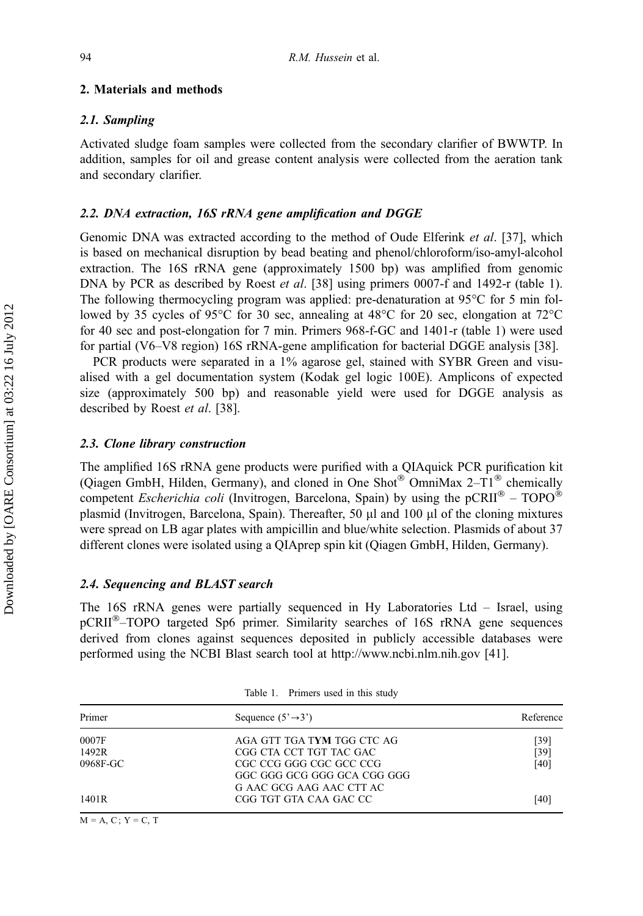## 2. Materials and methods

### 2.1. Sampling

Activated sludge foam samples were collected from the secondary clarifier of BWWTP. In addition, samples for oil and grease content analysis were collected from the aeration tank and secondary clarifier.

### 2.2. DNA extraction, 16S rRNA gene amplification and DGGE

Genomic DNA was extracted according to the method of Oude Elferink *et al*. [37], which is based on mechanical disruption by bead beating and phenol/chloroform/iso-amyl-alcohol extraction. The 16S rRNA gene (approximately 1500 bp) was amplified from genomic DNA by PCR as described by Roest *et al*. [38] using primers 0007-f and 1492-r (table 1). The following thermocycling program was applied: pre-denaturation at 95°C for 5 min followed by 35 cycles of 95°C for 30 sec, annealing at 48°C for 20 sec, elongation at 72°C for 40 sec and post-elongation for 7 min. Primers 968-f-GC and 1401-r (table 1) were used for partial (V6–V8 region) 16S rRNA-gene amplification for bacterial DGGE analysis [38].

PCR products were separated in a 1% agarose gel, stained with SYBR Green and visualised with a gel documentation system (Kodak gel logic 100E). Amplicons of expected size (approximately 500 bp) and reasonable yield were used for DGGE analysis as described by Roest *et al*. [38].

### 2.3. Clone library construction

The amplified 16S rRNA gene products were purified with a QIAquick PCR purification kit (Qiagen GmbH, Hilden, Germany), and cloned in One Shot® OmniMax 2–T1® chemically competent *Escherichia coli* (Invitrogen, Barcelona, Spain) by using the pCRII® – TOPO® plasmid (Invitrogen, Barcelona, Spain). Thereafter, 50 μl and 100 μl of the cloning mixtures were spread on LB agar plates with ampicillin and blue/white selection. Plasmids of about 37 different clones were isolated using a QIAprep spin kit (Qiagen GmbH, Hilden, Germany).

### 2.4. Sequencing and BLAST search

The 16S rRNA genes were partially sequenced in Hy Laboratories Ltd – Israel, using pCRII®–TOPO targeted Sp6 primer. Similarity searches of 16S rRNA gene sequences derived from clones against sequences deposited in publicly accessible databases were performed using the NCBI Blast search tool at http://www.ncbi.nlm.nih.gov [41].

Table 1. Primers used in this study

| Primer | Sequence (5'→3') | Reference |
|---|---|---|
| 0007F | AGA GTT TGA T**YM** TGG CTC AG | [39] |
| 1492R | CGG CTA CCT TGT TAC GAC | [39] |
| 0968F-GC | CGC CCG GGG CGC GCC CCG GGC GGG GCG GGG GCA CGG GGG G AAC GCG AAG AAC CTT AC | [40] |
| 1401R | CGG TGT GTA CAA GAC CC | [40] |

M = A, C ; Y = C, T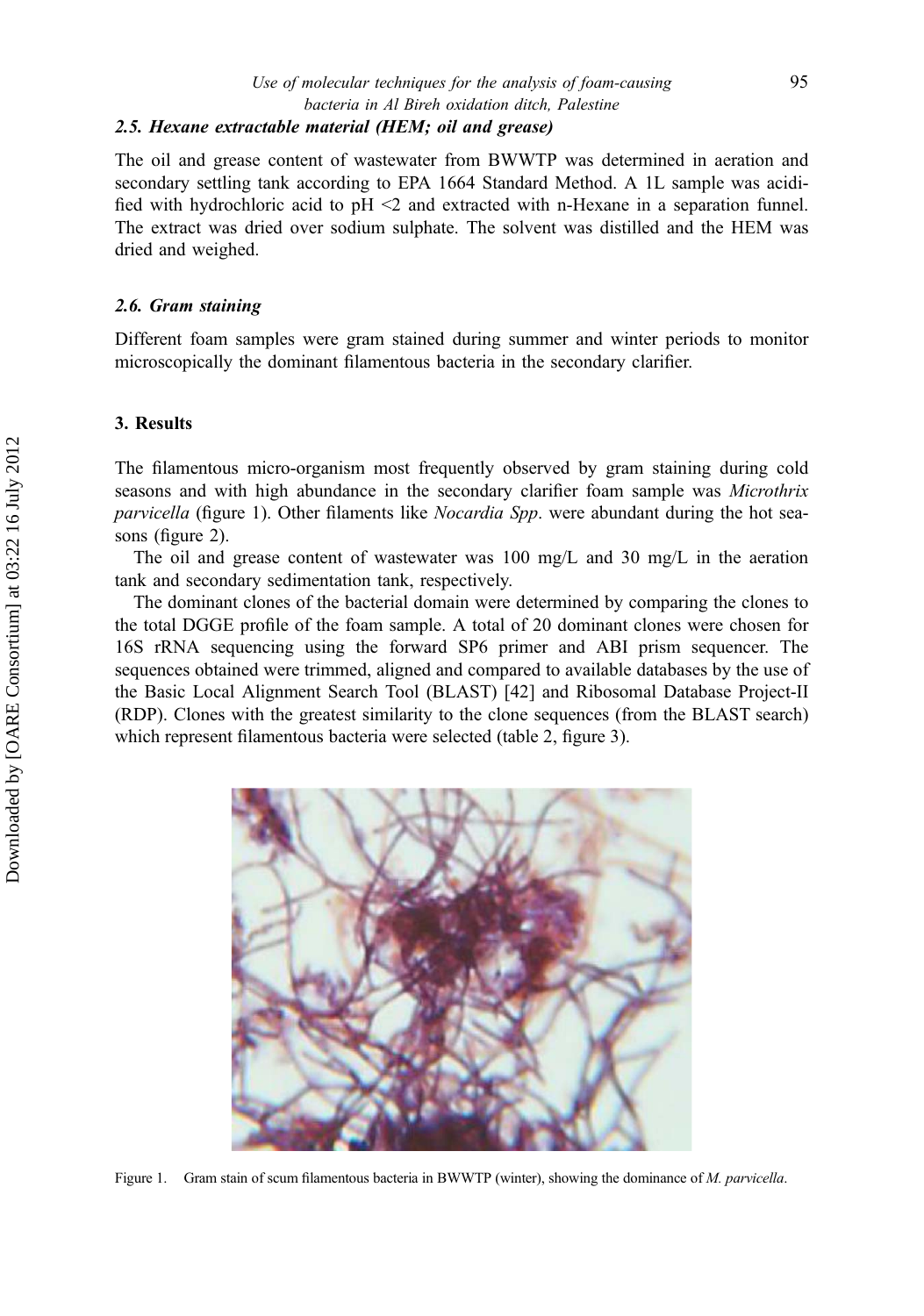### 2.5. Hexane extractable material (HEM; oil and grease)

The oil and grease content of wastewater from BWWTP was determined in aeration and secondary settling tank according to EPA 1664 Standard Method. A 1L sample was acidified with hydrochloric acid to pH <2 and extracted with n-Hexane in a separation funnel. The extract was dried over sodium sulphate. The solvent was distilled and the HEM was dried and weighed.

### 2.6. Gram staining

Different foam samples were gram stained during summer and winter periods to monitor microscopically the dominant filamentous bacteria in the secondary clarifier.

## 3. Results

The filamentous micro-organism most frequently observed by gram staining during cold seasons and with high abundance in the secondary clarifier foam sample was *Microthrix parvicella* (figure 1). Other filaments like *Nocardia Spp*. were abundant during the hot seasons (figure 2).

The oil and grease content of wastewater was 100 mg/L and 30 mg/L in the aeration tank and secondary sedimentation tank, respectively.

The dominant clones of the bacterial domain were determined by comparing the clones to the total DGGE profile of the foam sample. A total of 20 dominant clones were chosen for 16S rRNA sequencing using the forward SP6 primer and ABI prism sequencer. The sequences obtained were trimmed, aligned and compared to available databases by the use of the Basic Local Alignment Search Tool (BLAST) [42] and Ribosomal Database Project-II (RDP). Clones with the greatest similarity to the clone sequences (from the BLAST search) which represent filamentous bacteria were selected (table 2, figure 3).

Figure 1. Gram stain of scum filamentous bacteria in BWWTP (winter), showing the dominance of *M. parvicella*.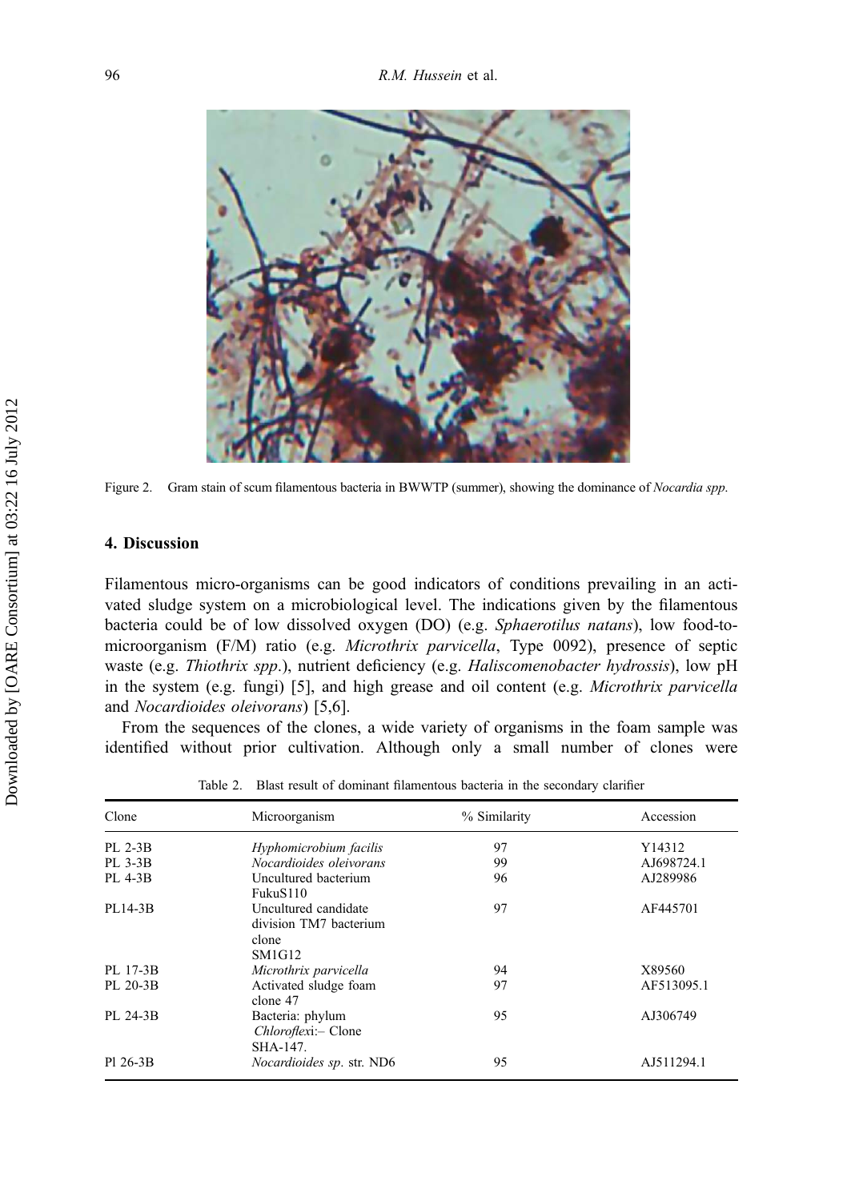Figure 2. Gram stain of scum filamentous bacteria in BWWTP (summer), showing the dominance of *Nocardia spp.*

## 4. Discussion

Filamentous micro-organisms can be good indicators of conditions prevailing in an activated sludge system on a microbiological level. The indications given by the filamentous bacteria could be of low dissolved oxygen (DO) (e.g. *Sphaerotilus natans*), low food-to-microorganism (F/M) ratio (e.g. *Microthrix parvicella*, Type 0092), presence of septic waste (e.g. *Thiothrix spp*.), nutrient deficiency (e.g. *Haliscomenobacter hydrossis*), low pH in the system (e.g. fungi) [5], and high grease and oil content (e.g. *Microthrix parvicella* and *Nocardioides oleivorans*) [5,6].

From the sequences of the clones, a wide variety of organisms in the foam sample was identified without prior cultivation. Although only a small number of clones were

Table 2. Blast result of dominant filamentous bacteria in the secondary clarifier

| Clone | Microorganism | % Similarity | Accession |
|---|---|---|---|
| PL 2-3B | *Hyphomicrobium facilis* | 97 | Y14312 |
| PL 3-3B | *Nocardioides oleivorans* | 99 | AJ698724.1 |
| PL 4-3B | Uncultured bacterium FukuS110 | 96 | AJ289986 |
| PL14-3B | Uncultured candidate division TM7 bacterium clone SM1G12 | 97 | AF445701 |
| PL 17-3B | *Microthrix parvicella* | 94 | X89560 |
| PL 20-3B | Activated sludge foam clone 47 | 97 | AF513095.1 |
| PL 24-3B | Bacteria: phylum *Chloroflex*i:– Clone SHA-147. | 95 | AJ306749 |
| Pl 26-3B | *Nocardioides sp*. str. ND6 | 95 | AJ511294.1 |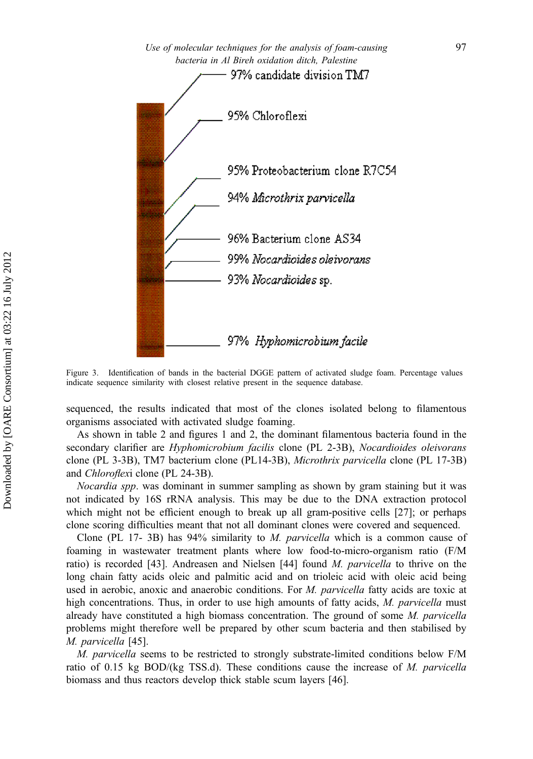97% candidate division TM7

95% Chloroflexi

95% Proteobacterium clone R7C54

94% *Microthrix parvicella*

96% Bacterium clone AS34

99% *Nocardioides oleivorans*

93% *Nocardioides* sp.

97% *Hyphomicrobium facile*

Figure 3. Identification of bands in the bacterial DGGE pattern of activated sludge foam. Percentage values indicate sequence similarity with closest relative present in the sequence database.

sequenced, the results indicated that most of the clones isolated belong to filamentous organisms associated with activated sludge foaming.

As shown in table 2 and figures 1 and 2, the dominant filamentous bacteria found in the secondary clarifier are *Hyphomicrobium facilis* clone (PL 2-3B), *Nocardioides oleivorans* clone (PL 3-3B), TM7 bacterium clone (PL14-3B), *Microthrix parvicella* clone (PL 17-3B) and *Chloroflex*i clone (PL 24-3B).

*Nocardia spp*. was dominant in summer sampling as shown by gram staining but it was not indicated by 16S rRNA analysis. This may be due to the DNA extraction protocol which might not be efficient enough to break up all gram-positive cells [27]; or perhaps clone scoring difficulties meant that not all dominant clones were covered and sequenced.

Clone (PL 17- 3B) has 94% similarity to *M. parvicella* which is a common cause of foaming in wastewater treatment plants where low food-to-micro-organism ratio (F/M ratio) is recorded [43]. Andreasen and Nielsen [44] found *M. parvicella* to thrive on the long chain fatty acids oleic and palmitic acid and on trioleic acid with oleic acid being used in aerobic, anoxic and anaerobic conditions. For *M. parvicella* fatty acids are toxic at high concentrations. Thus, in order to use high amounts of fatty acids, *M. parvicella* must already have constituted a high biomass concentration. The ground of some *M. parvicella* problems might therefore well be prepared by other scum bacteria and then stabilised by *M. parvicella* [45].

*M. parvicella* seems to be restricted to strongly substrate-limited conditions below F/M ratio of 0.15 kg BOD/(kg TSS.d). These conditions cause the increase of *M. parvicella* biomass and thus reactors develop thick stable scum layers [46].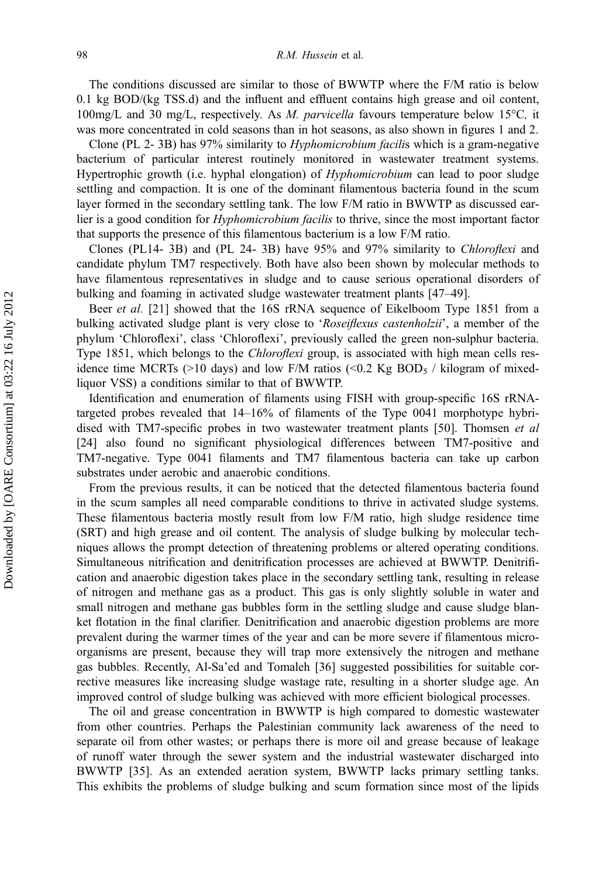The conditions discussed are similar to those of BWWTP where the F/M ratio is below 0.1 kg BOD/(kg TSS.d) and the influent and effluent contains high grease and oil content, 100mg/L and 30 mg/L, respectively. As *M. parvicella* favours temperature below 15°C*,* it was more concentrated in cold seasons than in hot seasons, as also shown in figures 1 and 2.

Clone (PL 2- 3B) has 97% similarity to *Hyphomicrobium facilis* which is a gram-negative bacterium of particular interest routinely monitored in wastewater treatment systems. Hypertrophic growth (i.e. hyphal elongation) of *Hyphomicrobium* can lead to poor sludge settling and compaction. It is one of the dominant filamentous bacteria found in the scum layer formed in the secondary settling tank. The low F/M ratio in BWWTP as discussed earlier is a good condition for *Hyphomicrobium facilis* to thrive, since the most important factor that supports the presence of this filamentous bacterium is a low F/M ratio.

Clones (PL14- 3B) and (PL 24- 3B) have 95% and 97% similarity to *Chloroflexi* and candidate phylum TM7 respectively. Both have also been shown by molecular methods to have filamentous representatives in sludge and to cause serious operational disorders of bulking and foaming in activated sludge wastewater treatment plants [47–49].

Beer *et al.* [21] showed that the 16S rRNA sequence of Eikelboom Type 1851 from a bulking activated sludge plant is very close to '*Roseiflexus castenholzii*', a member of the phylum 'Chloroflexi', class 'Chloroflexi', previously called the green non-sulphur bacteria. Type 1851, which belongs to the *Chloroflexi* group, is associated with high mean cells residence time MCRTs (>10 days) and low F/M ratios (<0.2 Kg $BOD_5$ / kilogram of mixed-liquor VSS) a conditions similar to that of BWWTP.

Identification and enumeration of filaments using FISH with group-specific 16S rRNA-targeted probes revealed that 14–16% of filaments of the Type 0041 morphotype hybridised with TM7-specific probes in two wastewater treatment plants [50]. Thomsen *et al* [24] also found no significant physiological differences between TM7-positive and TM7-negative. Type 0041 filaments and TM7 filamentous bacteria can take up carbon substrates under aerobic and anaerobic conditions.

From the previous results, it can be noticed that the detected filamentous bacteria found in the scum samples all need comparable conditions to thrive in activated sludge systems. These filamentous bacteria mostly result from low F/M ratio, high sludge residence time (SRT) and high grease and oil content. The analysis of sludge bulking by molecular techniques allows the prompt detection of threatening problems or altered operating conditions. Simultaneous nitrification and denitrification processes are achieved at BWWTP. Denitrification and anaerobic digestion takes place in the secondary settling tank, resulting in release of nitrogen and methane gas as a product. This gas is only slightly soluble in water and small nitrogen and methane gas bubbles form in the settling sludge and cause sludge blanket flotation in the final clarifier. Denitrification and anaerobic digestion problems are more prevalent during the warmer times of the year and can be more severe if filamentous microorganisms are present, because they will trap more extensively the nitrogen and methane gas bubbles. Recently, Al-Sa'ed and Tomaleh [36] suggested possibilities for suitable corrective measures like increasing sludge wastage rate, resulting in a shorter sludge age. An improved control of sludge bulking was achieved with more efficient biological processes.

The oil and grease concentration in BWWTP is high compared to domestic wastewater from other countries. Perhaps the Palestinian community lack awareness of the need to separate oil from other wastes; or perhaps there is more oil and grease because of leakage of runoff water through the sewer system and the industrial wastewater discharged into BWWTP [35]. As an extended aeration system, BWWTP lacks primary settling tanks. This exhibits the problems of sludge bulking and scum formation since most of the lipids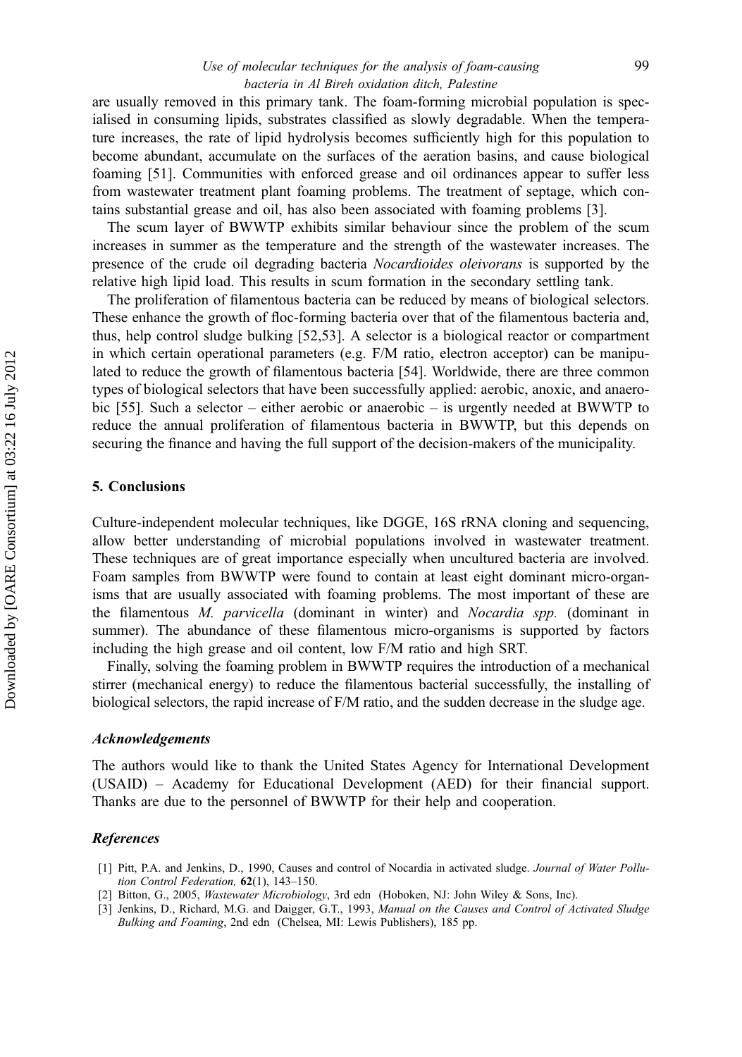are usually removed in this primary tank. The foam-forming microbial population is specialised in consuming lipids, substrates classified as slowly degradable. When the temperature increases, the rate of lipid hydrolysis becomes sufficiently high for this population to become abundant, accumulate on the surfaces of the aeration basins, and cause biological foaming [51]. Communities with enforced grease and oil ordinances appear to suffer less from wastewater treatment plant foaming problems. The treatment of septage, which contains substantial grease and oil, has also been associated with foaming problems [3].

The scum layer of BWWTP exhibits similar behaviour since the problem of the scum increases in summer as the temperature and the strength of the wastewater increases. The presence of the crude oil degrading bacteria *Nocardioides oleivorans* is supported by the relative high lipid load. This results in scum formation in the secondary settling tank.

The proliferation of filamentous bacteria can be reduced by means of biological selectors. These enhance the growth of floc-forming bacteria over that of the filamentous bacteria and, thus, help control sludge bulking [52,53]. A selector is a biological reactor or compartment in which certain operational parameters (e.g. F/M ratio, electron acceptor) can be manipulated to reduce the growth of filamentous bacteria [54]. Worldwide, there are three common types of biological selectors that have been successfully applied: aerobic, anoxic, and anaerobic [55]. Such a selector – either aerobic or anaerobic – is urgently needed at BWWTP to reduce the annual proliferation of filamentous bacteria in BWWTP, but this depends on securing the finance and having the full support of the decision-makers of the municipality.

## 5. Conclusions

Culture-independent molecular techniques, like DGGE, 16S rRNA cloning and sequencing, allow better understanding of microbial populations involved in wastewater treatment. These techniques are of great importance especially when uncultured bacteria are involved. Foam samples from BWWTP were found to contain at least eight dominant micro-organisms that are usually associated with foaming problems. The most important of these are the filamentous *M. parvicella* (dominant in winter) and *Nocardia spp.* (dominant in summer). The abundance of these filamentous micro-organisms is supported by factors including the high grease and oil content, low F/M ratio and high SRT.

Finally, solving the foaming problem in BWWTP requires the introduction of a mechanical stirrer (mechanical energy) to reduce the filamentous bacterial successfully, the installing of biological selectors, the rapid increase of F/M ratio, and the sudden decrease in the sludge age.

### *Acknowledgements*

The authors would like to thank the United States Agency for International Development (USAID) – Academy for Educational Development (AED) for their financial support. Thanks are due to the personnel of BWWTP for their help and cooperation.

### *References*

[1] Pitt, P.A. and Jenkins, D., 1990, Causes and control of Nocardia in activated sludge. *Journal of Water Pollution Control Federation,* **62**(1), 143–150.

[2] Bitton, G., 2005, *Wastewater Microbiology*, 3rd edn (Hoboken, NJ: John Wiley & Sons, Inc).

[3] Jenkins, D., Richard, M.G. and Daigger, G.T., 1993, *Manual on the Causes and Control of Activated Sludge Bulking and Foaming*, 2nd edn (Chelsea, MI: Lewis Publishers), 185 pp.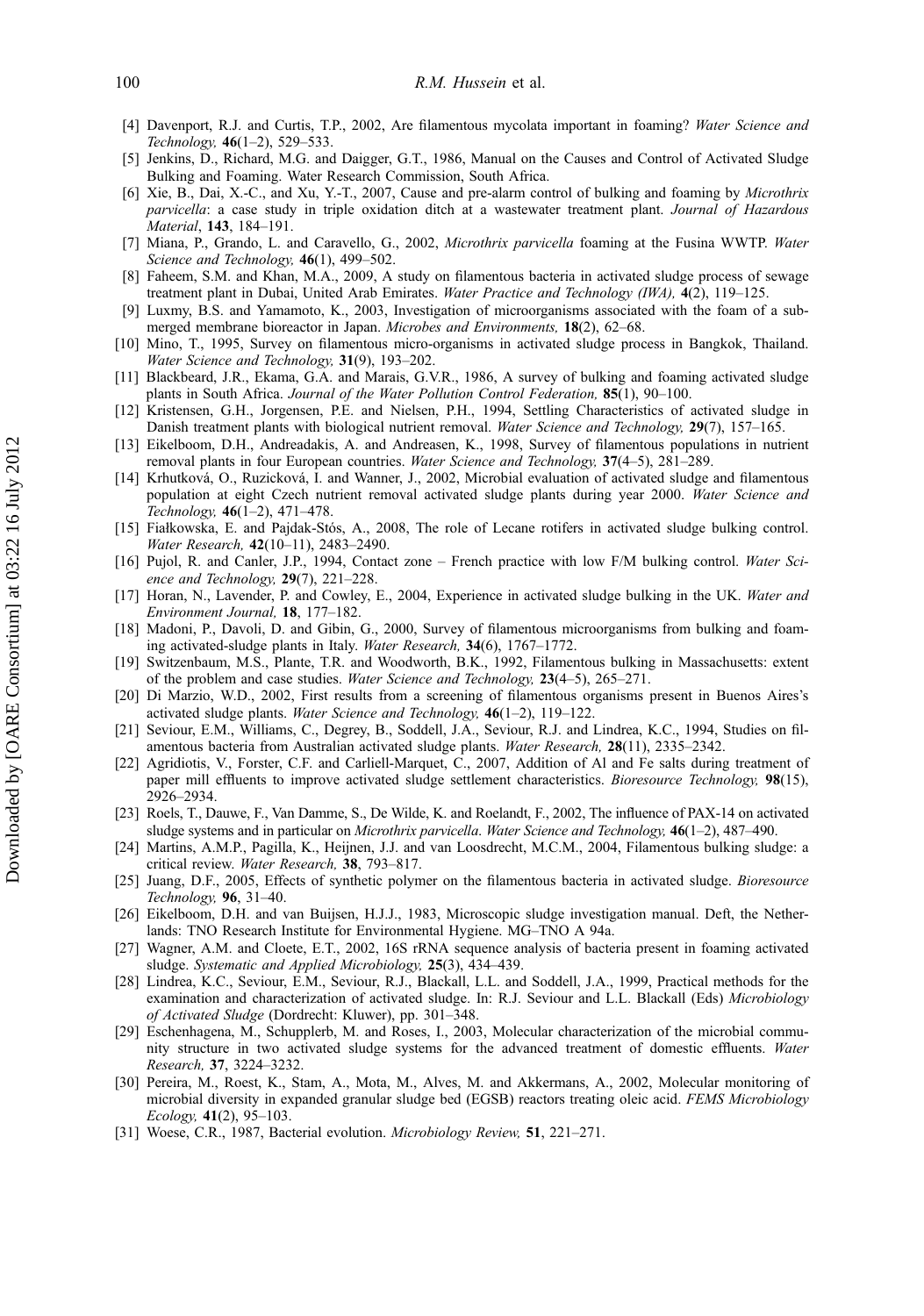[4] Davenport, R.J. and Curtis, T.P., 2002, Are filamentous mycolata important in foaming? *Water Science and Technology,* **46**(1–2), 529–533.

[5] Jenkins, D., Richard, M.G. and Daigger, G.T., 1986, Manual on the Causes and Control of Activated Sludge Bulking and Foaming. Water Research Commission, South Africa.

[6] Xie, B., Dai, X.-C., and Xu, Y.-T., 2007, Cause and pre-alarm control of bulking and foaming by *Microthrix parvicella*: a case study in triple oxidation ditch at a wastewater treatment plant. *Journal of Hazardous Material*, **143**, 184–191.

[7] Miana, P., Grando, L. and Caravello, G., 2002, *Microthrix parvicella* foaming at the Fusina WWTP. *Water Science and Technology,* **46**(1), 499–502.

[8] Faheem, S.M. and Khan, M.A., 2009, A study on filamentous bacteria in activated sludge process of sewage treatment plant in Dubai, United Arab Emirates. *Water Practice and Technology (IWA),* **4**(2), 119–125.

[9] Luxmy, B.S. and Yamamoto, K., 2003, Investigation of microorganisms associated with the foam of a submerged membrane bioreactor in Japan. *Microbes and Environments,* **18**(2), 62–68.

[10] Mino, T., 1995, Survey on filamentous micro-organisms in activated sludge process in Bangkok, Thailand. *Water Science and Technology,* **31**(9), 193–202.

[11] Blackbeard, J.R., Ekama, G.A. and Marais, G.V.R., 1986, A survey of bulking and foaming activated sludge plants in South Africa. *Journal of the Water Pollution Control Federation,* **85**(1), 90–100.

[12] Kristensen, G.H., Jorgensen, P.E. and Nielsen, P.H., 1994, Settling Characteristics of activated sludge in Danish treatment plants with biological nutrient removal. *Water Science and Technology,* **29**(7), 157–165.

[13] Eikelboom, D.H., Andreadakis, A. and Andreasen, K., 1998, Survey of filamentous populations in nutrient removal plants in four European countries. *Water Science and Technology,* **37**(4–5), 281–289.

[14] Krhutková, O., Ruzicková, I. and Wanner, J., 2002, Microbial evaluation of activated sludge and filamentous population at eight Czech nutrient removal activated sludge plants during year 2000. *Water Science and Technology,* **46**(1–2), 471–478.

[15] Fiałkowska, E. and Pajdak-Stós, A., 2008, The role of Lecane rotifers in activated sludge bulking control. *Water Research,* **42**(10–11), 2483–2490.

[16] Pujol, R. and Canler, J.P., 1994, Contact zone – French practice with low F/M bulking control. *Water Science and Technology,* **29**(7), 221–228.

[17] Horan, N., Lavender, P. and Cowley, E., 2004, Experience in activated sludge bulking in the UK. *Water and Environment Journal,* **18**, 177–182.

[18] Madoni, P., Davoli, D. and Gibin, G., 2000, Survey of filamentous microorganisms from bulking and foaming activated-sludge plants in Italy. *Water Research,* **34**(6), 1767–1772.

[19] Switzenbaum, M.S., Plante, T.R. and Woodworth, B.K., 1992, Filamentous bulking in Massachusetts: extent of the problem and case studies. *Water Science and Technology,* **23**(4–5), 265–271.

[20] Di Marzio, W.D., 2002, First results from a screening of filamentous organisms present in Buenos Aires's activated sludge plants. *Water Science and Technology,* **46**(1–2), 119–122.

[21] Seviour, E.M., Williams, C., Degrey, B., Soddell, J.A., Seviour, R.J. and Lindrea, K.C., 1994, Studies on filamentous bacteria from Australian activated sludge plants. *Water Research,* **28**(11), 2335–2342.

[22] Agridiotis, V., Forster, C.F. and Carliell-Marquet, C., 2007, Addition of Al and Fe salts during treatment of paper mill effluents to improve activated sludge settlement characteristics. *Bioresource Technology,* **98**(15), 2926–2934.

[23] Roels, T., Dauwe, F., Van Damme, S., De Wilde, K. and Roelandt, F., 2002, The influence of PAX-14 on activated sludge systems and in particular on *Microthrix parvicella*. *Water Science and Technology,* **46**(1–2), 487–490.

[24] Martins, A.M.P., Pagilla, K., Heijnen, J.J. and van Loosdrecht, M.C.M., 2004, Filamentous bulking sludge: a critical review. *Water Research,* **38**, 793–817.

[25] Juang, D.F., 2005, Effects of synthetic polymer on the filamentous bacteria in activated sludge. *Bioresource Technology,* **96**, 31–40.

[26] Eikelboom, D.H. and van Buijsen, H.J.J., 1983, Microscopic sludge investigation manual. Deft, the Netherlands: TNO Research Institute for Environmental Hygiene. MG–TNO A 94a.

[27] Wagner, A.M. and Cloete, E.T., 2002, 16S rRNA sequence analysis of bacteria present in foaming activated sludge. *Systematic and Applied Microbiology,* **25**(3), 434–439.

[28] Lindrea, K.C., Seviour, E.M., Seviour, R.J., Blackall, L.L. and Soddell, J.A., 1999, Practical methods for the examination and characterization of activated sludge. In: R.J. Seviour and L.L. Blackall (Eds) *Microbiology of Activated Sludge* (Dordrecht: Kluwer), pp. 301–348.

[29] Eschenhagena, M., Schupplerb, M. and Roses, I., 2003, Molecular characterization of the microbial community structure in two activated sludge systems for the advanced treatment of domestic effluents. *Water Research,* **37**, 3224–3232.

[30] Pereira, M., Roest, K., Stam, A., Mota, M., Alves, M. and Akkermans, A., 2002, Molecular monitoring of microbial diversity in expanded granular sludge bed (EGSB) reactors treating oleic acid. *FEMS Microbiology Ecology,* **41**(2), 95–103.

[31] Woese, C.R., 1987, Bacterial evolution. *Microbiology Review,* **51**, 221–271.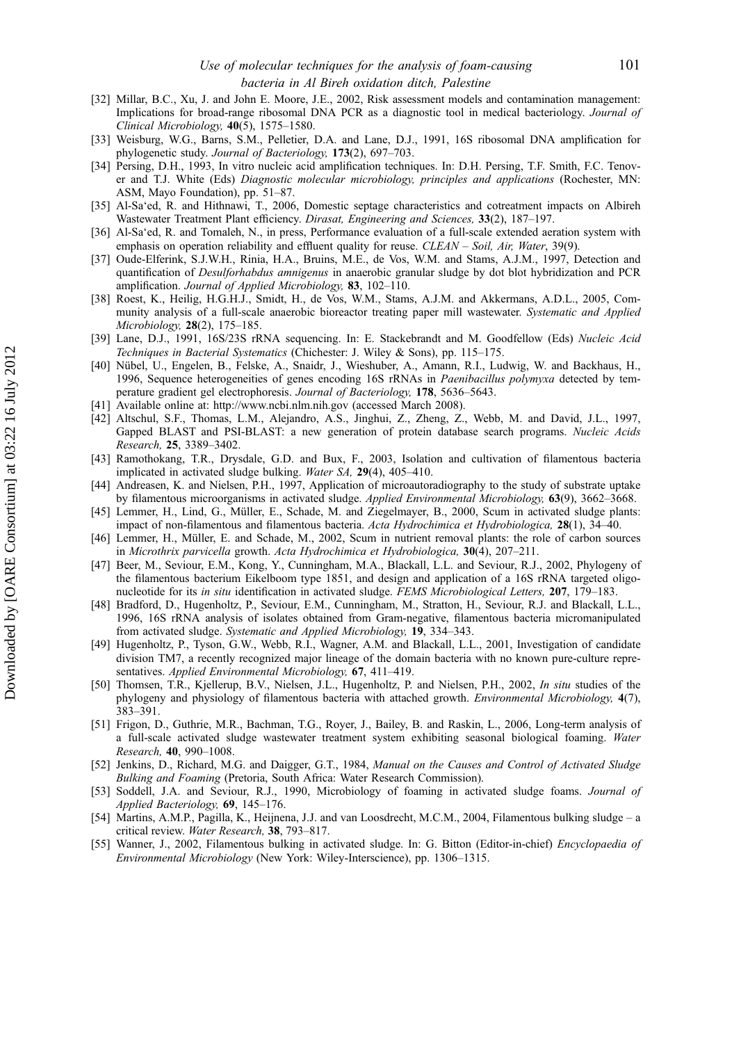[32] Millar, B.C., Xu, J. and John E. Moore, J.E., 2002, Risk assessment models and contamination management: Implications for broad-range ribosomal DNA PCR as a diagnostic tool in medical bacteriology. *Journal of Clinical Microbiology,* **40**(5), 1575–1580.

[33] Weisburg, W.G., Barns, S.M., Pelletier, D.A. and Lane, D.J., 1991, 16S ribosomal DNA amplification for phylogenetic study. *Journal of Bacteriology,* **173**(2), 697–703.

[34] Persing, D.H., 1993, In vitro nucleic acid amplification techniques. In: D.H. Persing, T.F. Smith, F.C. Tenover and T.J. White (Eds) *Diagnostic molecular microbiology, principles and applications* (Rochester, MN: ASM, Mayo Foundation), pp. 51–87.

[35] Al-Sa'ed, R. and Hithnawi, T., 2006, Domestic septage characteristics and cotreatment impacts on Albireh Wastewater Treatment Plant efficiency. *Dirasat, Engineering and Sciences,* **33**(2), 187–197.

[36] Al-Sa'ed, R. and Tomaleh, N., in press, Performance evaluation of a full-scale extended aeration system with emphasis on operation reliability and effluent quality for reuse. *CLEAN – Soil, Air, Water*, 39(9).

[37] Oude-Elferink, S.J.W.H., Rinia, H.A., Bruins, M.E., de Vos, W.M. and Stams, A.J.M., 1997, Detection and quantification of *Desulforhabdus amnigenus* in anaerobic granular sludge by dot blot hybridization and PCR amplification. *Journal of Applied Microbiology,* **83**, 102–110.

[38] Roest, K., Heilig, H.G.H.J., Smidt, H., de Vos, W.M., Stams, A.J.M. and Akkermans, A.D.L., 2005, Community analysis of a full-scale anaerobic bioreactor treating paper mill wastewater. *Systematic and Applied Microbiology,* **28**(2), 175–185.

[39] Lane, D.J., 1991, 16S/23S rRNA sequencing. In: E. Stackebrandt and M. Goodfellow (Eds) *Nucleic Acid Techniques in Bacterial Systematics* (Chichester: J. Wiley & Sons), pp. 115–175.

[40] Nübel, U., Engelen, B., Felske, A., Snaidr, J., Wieshuber, A., Amann, R.I., Ludwig, W. and Backhaus, H., 1996, Sequence heterogeneities of genes encoding 16S rRNAs in *Paenibacillus polymyxa* detected by temperature gradient gel electrophoresis. *Journal of Bacteriology,* **178**, 5636–5643.

[41] Available online at: http://www.ncbi.nlm.nih.gov (accessed March 2008).

[42] Altschul, S.F., Thomas, L.M., Alejandro, A.S., Jinghui, Z., Zheng, Z., Webb, M. and David, J.L., 1997, Gapped BLAST and PSI-BLAST: a new generation of protein database search programs. *Nucleic Acids Research,* **25**, 3389–3402.

[43] Ramothokang, T.R., Drysdale, G.D. and Bux, F., 2003, Isolation and cultivation of filamentous bacteria implicated in activated sludge bulking. *Water SA,* **29**(4), 405–410.

[44] Andreasen, K. and Nielsen, P.H., 1997, Application of microautoradiography to the study of substrate uptake by filamentous microorganisms in activated sludge. *Applied Environmental Microbiology,* **63**(9), 3662–3668.

[45] Lemmer, H., Lind, G., Müller, E., Schade, M. and Ziegelmayer, B., 2000, Scum in activated sludge plants: impact of non-filamentous and filamentous bacteria. *Acta Hydrochimica et Hydrobiologica,* **28**(1), 34–40.

[46] Lemmer, H., Müller, E. and Schade, M., 2002, Scum in nutrient removal plants: the role of carbon sources in *Microthrix parvicella* growth. *Acta Hydrochimica et Hydrobiologica,* **30**(4), 207–211.

[47] Beer, M., Seviour, E.M., Kong, Y., Cunningham, M.A., Blackall, L.L. and Seviour, R.J., 2002, Phylogeny of the filamentous bacterium Eikelboom type 1851, and design and application of a 16S rRNA targeted oligonucleotide for its *in situ* identification in activated sludge. *FEMS Microbiological Letters,* **207**, 179–183.

[48] Bradford, D., Hugenholtz, P., Seviour, E.M., Cunningham, M., Stratton, H., Seviour, R.J. and Blackall, L.L., 1996, 16S rRNA analysis of isolates obtained from Gram-negative, filamentous bacteria micromanipulated from activated sludge. *Systematic and Applied Microbiology,* **19**, 334–343.

[49] Hugenholtz, P., Tyson, G.W., Webb, R.I., Wagner, A.M. and Blackall, L.L., 2001, Investigation of candidate division TM7, a recently recognized major lineage of the domain bacteria with no known pure-culture representatives. *Applied Environmental Microbiology,* **67**, 411–419.

[50] Thomsen, T.R., Kjellerup, B.V., Nielsen, J.L., Hugenholtz, P. and Nielsen, P.H., 2002, *In situ* studies of the phylogeny and physiology of filamentous bacteria with attached growth. *Environmental Microbiology,* **4**(7), 383–391.

[51] Frigon, D., Guthrie, M.R., Bachman, T.G., Royer, J., Bailey, B. and Raskin, L., 2006, Long-term analysis of a full-scale activated sludge wastewater treatment system exhibiting seasonal biological foaming. *Water Research,* **40**, 990–1008.

[52] Jenkins, D., Richard, M.G. and Daigger, G.T., 1984, *Manual on the Causes and Control of Activated Sludge Bulking and Foaming* (Pretoria, South Africa: Water Research Commission).

[53] Soddell, J.A. and Seviour, R.J., 1990, Microbiology of foaming in activated sludge foams. *Journal of Applied Bacteriology,* **69**, 145–176.

[54] Martins, A.M.P., Pagilla, K., Heijnena, J.J. and van Loosdrecht, M.C.M., 2004, Filamentous bulking sludge – a critical review. *Water Research,* **38**, 793–817.

[55] Wanner, J., 2002, Filamentous bulking in activated sludge. In: G. Bitton (Editor-in-chief) *Encyclopaedia of Environmental Microbiology* (New York: Wiley-Interscience), pp. 1306–1315.